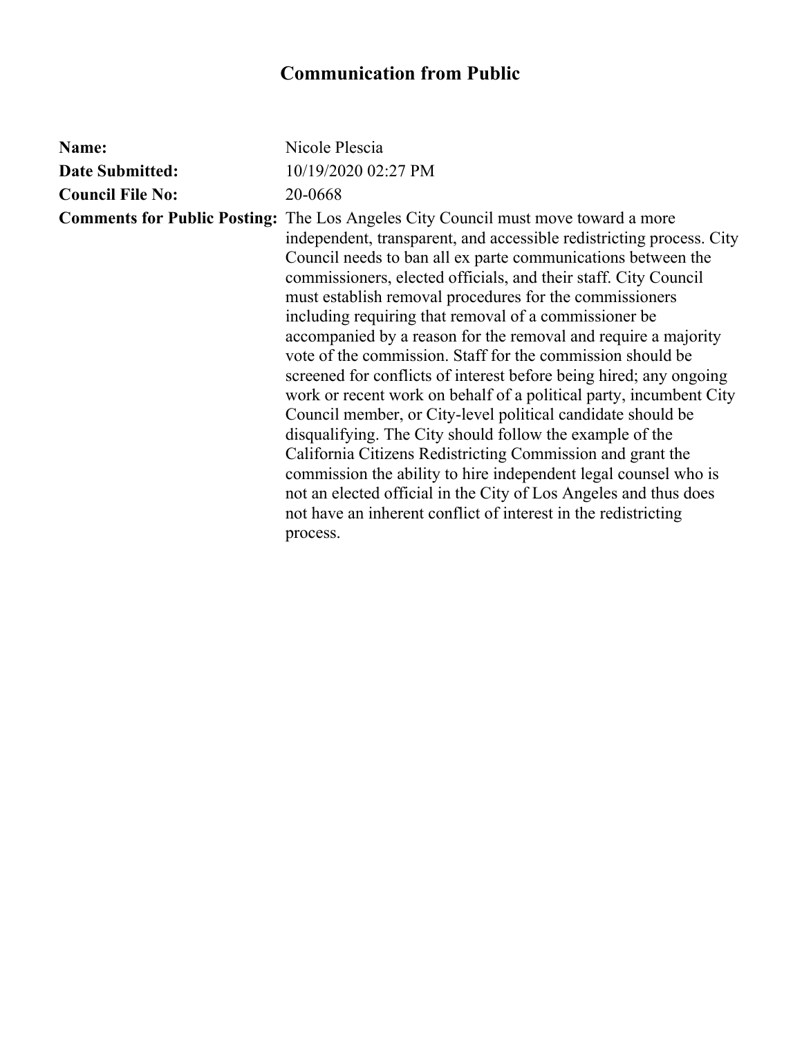# Communication from Public

**Name:** Nicole Plescia

**Date Submitted:** 10/19/2020 02:27 PM

**Council File No:** 20-0668

**Comments for Public Posting:** The Los Angeles City Council must move toward a more independent, transparent, and accessible redistricting process. City Council needs to ban all ex parte communications between the commissioners, elected officials, and their staff. City Council must establish removal procedures for the commissioners including requiring that removal of a commissioner be accompanied by a reason for the removal and require a majority vote of the commission. Staff for the commission should be screened for conflicts of interest before being hired; any ongoing work or recent work on behalf of a political party, incumbent City Council member, or City-level political candidate should be disqualifying. The City should follow the example of the California Citizens Redistricting Commission and grant the commission the ability to hire independent legal counsel who is not an elected official in the City of Los Angeles and thus does not have an inherent conflict of interest in the redistricting process.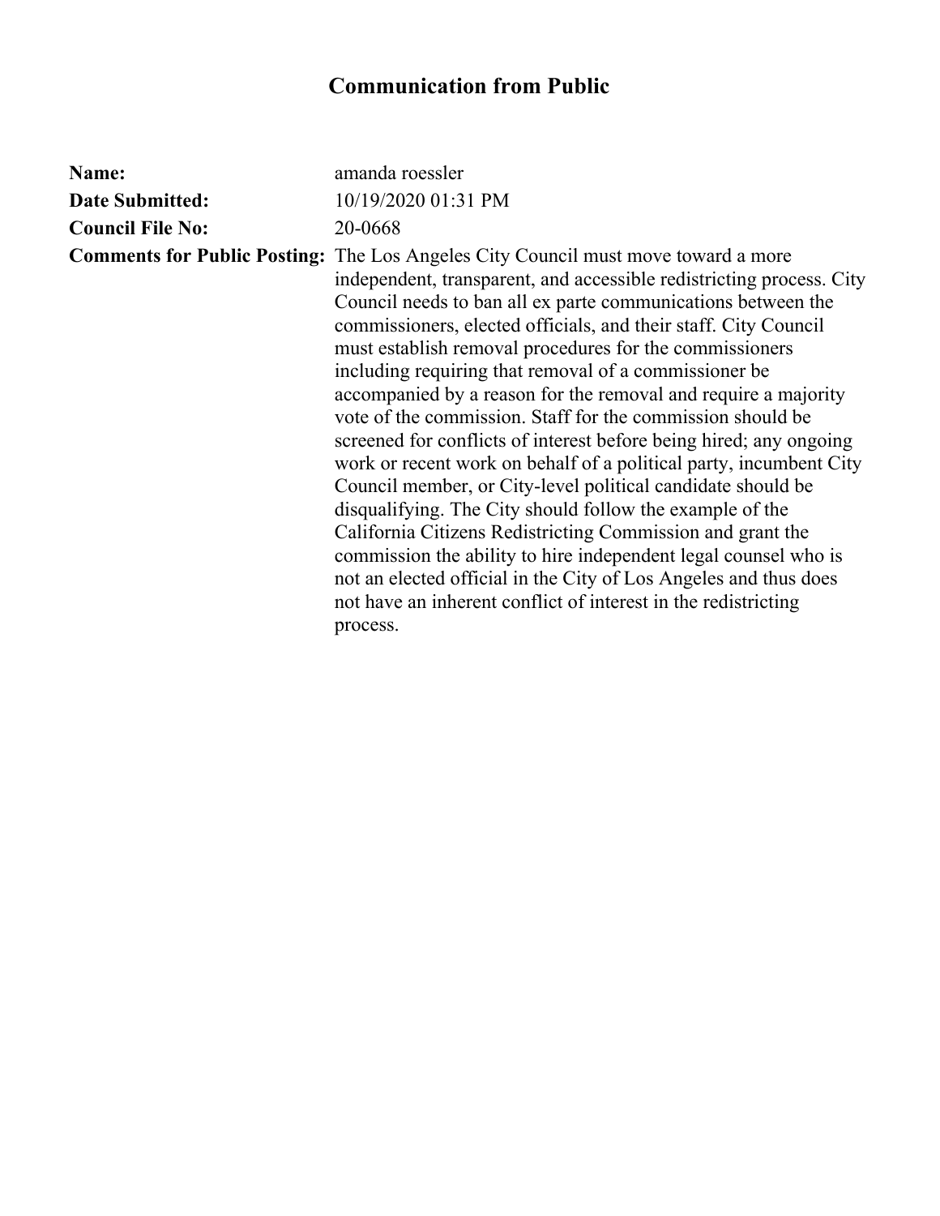# Communication from Public

**Name:** amanda roessler

**Date Submitted:** 10/19/2020 01:31 PM

**Council File No:** 20-0668

**Comments for Public Posting:** The Los Angeles City Council must move toward a more independent, transparent, and accessible redistricting process. City Council needs to ban all ex parte communications between the commissioners, elected officials, and their staff. City Council must establish removal procedures for the commissioners including requiring that removal of a commissioner be accompanied by a reason for the removal and require a majority vote of the commission. Staff for the commission should be screened for conflicts of interest before being hired; any ongoing work or recent work on behalf of a political party, incumbent City Council member, or City-level political candidate should be disqualifying. The City should follow the example of the California Citizens Redistricting Commission and grant the commission the ability to hire independent legal counsel who is not an elected official in the City of Los Angeles and thus does not have an inherent conflict of interest in the redistricting process.